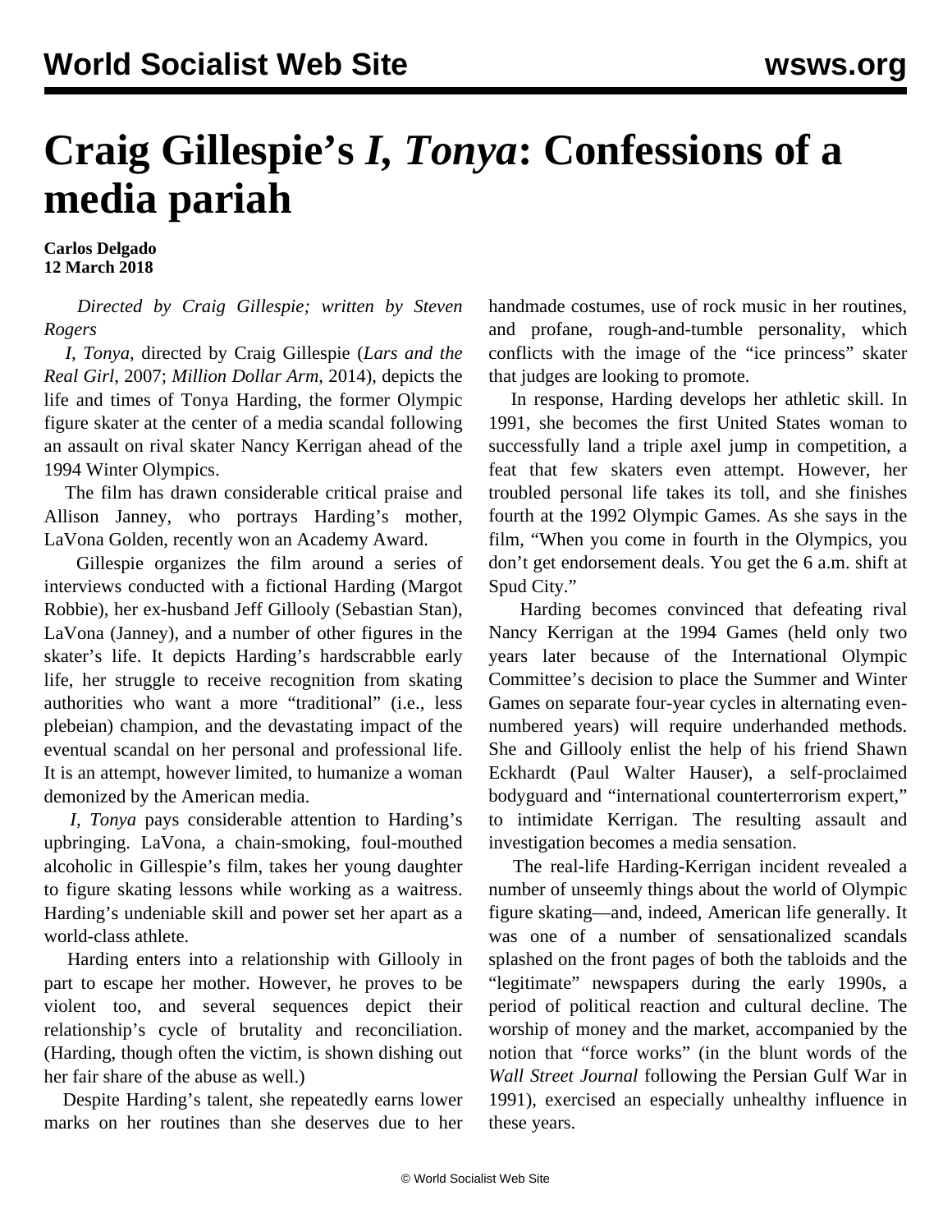# Craig Gillespie's *I, Tonya*: Confessions of a media pariah

**Carlos Delgado**
**12 March 2018**

*Directed by Craig Gillespie; written by Steven Rogers*

*I, Tonya*, directed by Craig Gillespie (*Lars and the Real Girl*, 2007; *Million Dollar Arm*, 2014), depicts the life and times of Tonya Harding, the former Olympic figure skater at the center of a media scandal following an assault on rival skater Nancy Kerrigan ahead of the 1994 Winter Olympics.

The film has drawn considerable critical praise and Allison Janney, who portrays Harding's mother, LaVona Golden, recently won an Academy Award.

Gillespie organizes the film around a series of interviews conducted with a fictional Harding (Margot Robbie), her ex-husband Jeff Gillooly (Sebastian Stan), LaVona (Janney), and a number of other figures in the skater's life. It depicts Harding's hardscrabble early life, her struggle to receive recognition from skating authorities who want a more "traditional" (i.e., less plebeian) champion, and the devastating impact of the eventual scandal on her personal and professional life. It is an attempt, however limited, to humanize a woman demonized by the American media.

*I, Tonya* pays considerable attention to Harding's upbringing. LaVona, a chain-smoking, foul-mouthed alcoholic in Gillespie's film, takes her young daughter to figure skating lessons while working as a waitress. Harding's undeniable skill and power set her apart as a world-class athlete.

Harding enters into a relationship with Gillooly in part to escape her mother. However, he proves to be violent too, and several sequences depict their relationship's cycle of brutality and reconciliation. (Harding, though often the victim, is shown dishing out her fair share of the abuse as well.)

Despite Harding's talent, she repeatedly earns lower marks on her routines than she deserves due to her handmade costumes, use of rock music in her routines, and profane, rough-and-tumble personality, which conflicts with the image of the "ice princess" skater that judges are looking to promote.

In response, Harding develops her athletic skill. In 1991, she becomes the first United States woman to successfully land a triple axel jump in competition, a feat that few skaters even attempt. However, her troubled personal life takes its toll, and she finishes fourth at the 1992 Olympic Games. As she says in the film, "When you come in fourth in the Olympics, you don't get endorsement deals. You get the 6 a.m. shift at Spud City."

Harding becomes convinced that defeating rival Nancy Kerrigan at the 1994 Games (held only two years later because of the International Olympic Committee's decision to place the Summer and Winter Games on separate four-year cycles in alternating even-numbered years) will require underhanded methods. She and Gillooly enlist the help of his friend Shawn Eckhardt (Paul Walter Hauser), a self-proclaimed bodyguard and "international counterterrorism expert," to intimidate Kerrigan. The resulting assault and investigation becomes a media sensation.

The real-life Harding-Kerrigan incident revealed a number of unseemly things about the world of Olympic figure skating—and, indeed, American life generally. It was one of a number of sensationalized scandals splashed on the front pages of both the tabloids and the "legitimate" newspapers during the early 1990s, a period of political reaction and cultural decline. The worship of money and the market, accompanied by the notion that "force works" (in the blunt words of the *Wall Street Journal* following the Persian Gulf War in 1991), exercised an especially unhealthy influence in these years.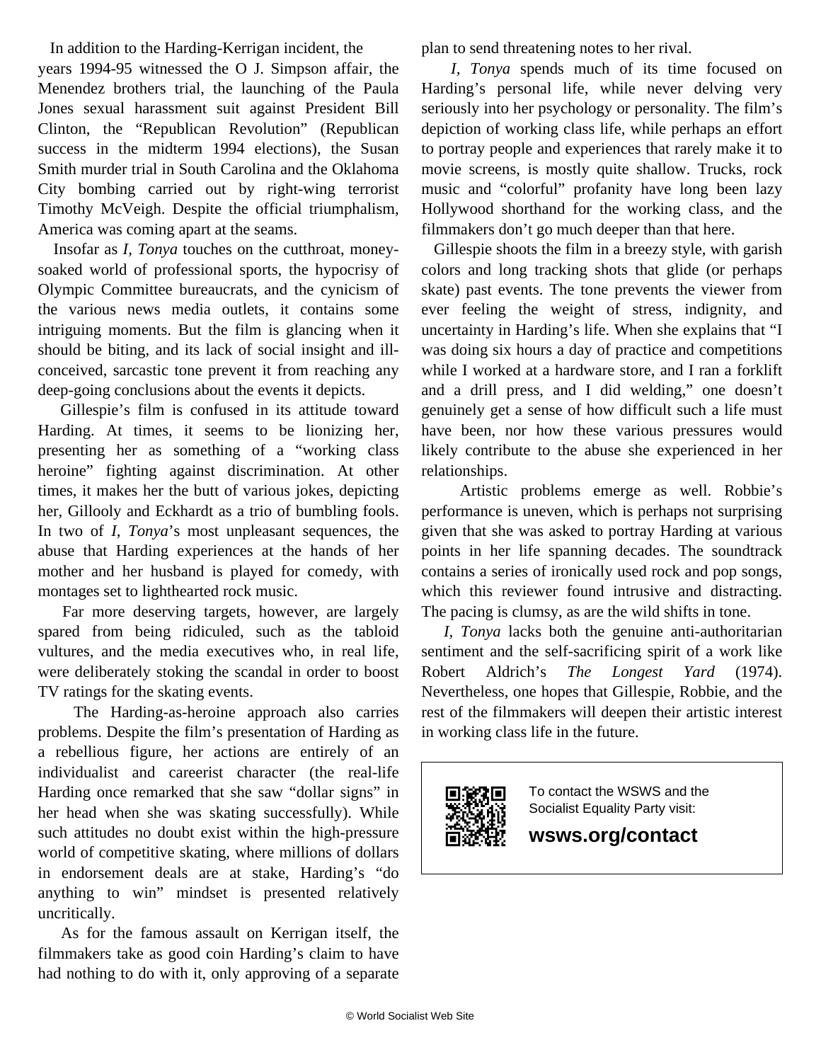In addition to the Harding-Kerrigan incident, the years 1994-95 witnessed the O J. Simpson affair, the Menendez brothers trial, the launching of the Paula Jones sexual harassment suit against President Bill Clinton, the "Republican Revolution" (Republican success in the midterm 1994 elections), the Susan Smith murder trial in South Carolina and the Oklahoma City bombing carried out by right-wing terrorist Timothy McVeigh. Despite the official triumphalism, America was coming apart at the seams.

Insofar as *I, Tonya* touches on the cutthroat, money-soaked world of professional sports, the hypocrisy of Olympic Committee bureaucrats, and the cynicism of the various news media outlets, it contains some intriguing moments. But the film is glancing when it should be biting, and its lack of social insight and ill-conceived, sarcastic tone prevent it from reaching any deep-going conclusions about the events it depicts.

Gillespie's film is confused in its attitude toward Harding. At times, it seems to be lionizing her, presenting her as something of a "working class heroine" fighting against discrimination. At other times, it makes her the butt of various jokes, depicting her, Gillooly and Eckhardt as a trio of bumbling fools. In two of *I, Tonya*'s most unpleasant sequences, the abuse that Harding experiences at the hands of her mother and her husband is played for comedy, with montages set to lighthearted rock music.

Far more deserving targets, however, are largely spared from being ridiculed, such as the tabloid vultures, and the media executives who, in real life, were deliberately stoking the scandal in order to boost TV ratings for the skating events.

The Harding-as-heroine approach also carries problems. Despite the film's presentation of Harding as a rebellious figure, her actions are entirely of an individualist and careerist character (the real-life Harding once remarked that she saw "dollar signs" in her head when she was skating successfully). While such attitudes no doubt exist within the high-pressure world of competitive skating, where millions of dollars in endorsement deals are at stake, Harding's "do anything to win" mindset is presented relatively uncritically.

As for the famous assault on Kerrigan itself, the filmmakers take as good coin Harding's claim to have had nothing to do with it, only approving of a separate plan to send threatening notes to her rival.

*I, Tonya* spends much of its time focused on Harding's personal life, while never delving very seriously into her psychology or personality. The film's depiction of working class life, while perhaps an effort to portray people and experiences that rarely make it to movie screens, is mostly quite shallow. Trucks, rock music and "colorful" profanity have long been lazy Hollywood shorthand for the working class, and the filmmakers don't go much deeper than that here.

Gillespie shoots the film in a breezy style, with garish colors and long tracking shots that glide (or perhaps skate) past events. The tone prevents the viewer from ever feeling the weight of stress, indignity, and uncertainty in Harding's life. When she explains that "I was doing six hours a day of practice and competitions while I worked at a hardware store, and I ran a forklift and a drill press, and I did welding," one doesn't genuinely get a sense of how difficult such a life must have been, nor how these various pressures would likely contribute to the abuse she experienced in her relationships.

Artistic problems emerge as well. Robbie's performance is uneven, which is perhaps not surprising given that she was asked to portray Harding at various points in her life spanning decades. The soundtrack contains a series of ironically used rock and pop songs, which this reviewer found intrusive and distracting. The pacing is clumsy, as are the wild shifts in tone.

*I, Tonya* lacks both the genuine anti-authoritarian sentiment and the self-sacrificing spirit of a work like Robert Aldrich's *The Longest Yard* (1974). Nevertheless, one hopes that Gillespie, Robbie, and the rest of the filmmakers will deepen their artistic interest in working class life in the future.

To contact the WSWS and the Socialist Equality Party visit:

**wsws.org/contact**